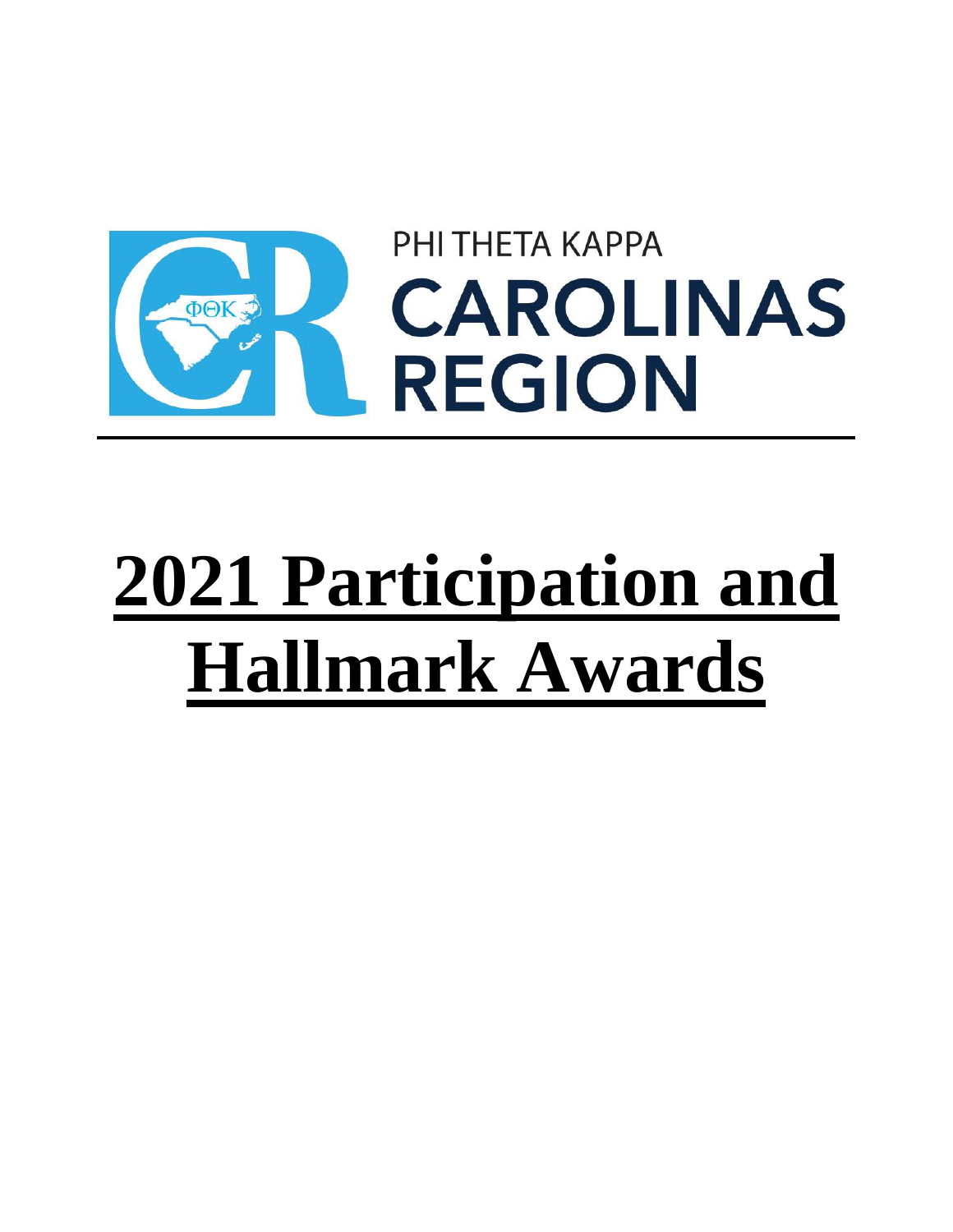PHI THETA KAPPA

CAROLINAS REGION

---

# 2021 Participation and Hallmark Awards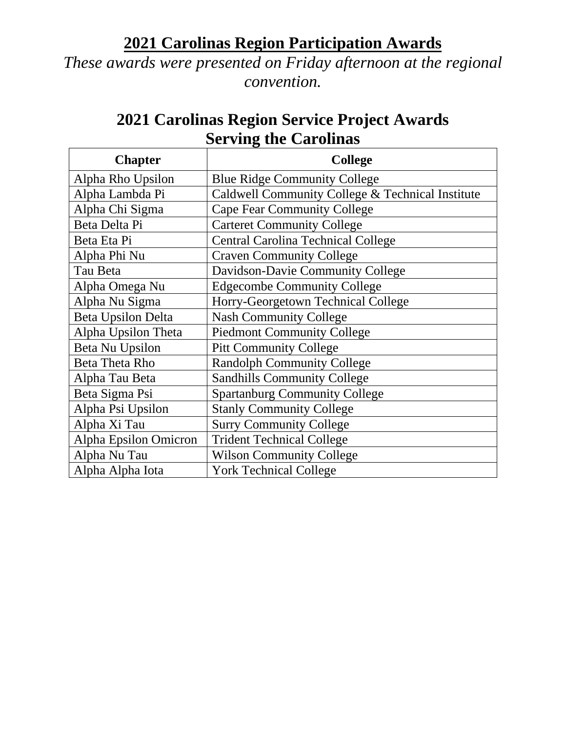# 2021 Carolinas Region Participation Awards

*These awards were presented on Friday afternoon at the regional convention.*

## 2021 Carolinas Region Service Project Awards
## Serving the Carolinas

| Chapter | College |
|---|---|
| Alpha Rho Upsilon | Blue Ridge Community College |
| Alpha Lambda Pi | Caldwell Community College & Technical Institute |
| Alpha Chi Sigma | Cape Fear Community College |
| Beta Delta Pi | Carteret Community College |
| Beta Eta Pi | Central Carolina Technical College |
| Alpha Phi Nu | Craven Community College |
| Tau Beta | Davidson-Davie Community College |
| Alpha Omega Nu | Edgecombe Community College |
| Alpha Nu Sigma | Horry-Georgetown Technical College |
| Beta Upsilon Delta | Nash Community College |
| Alpha Upsilon Theta | Piedmont Community College |
| Beta Nu Upsilon | Pitt Community College |
| Beta Theta Rho | Randolph Community College |
| Alpha Tau Beta | Sandhills Community College |
| Beta Sigma Psi | Spartanburg Community College |
| Alpha Psi Upsilon | Stanly Community College |
| Alpha Xi Tau | Surry Community College |
| Alpha Epsilon Omicron | Trident Technical College |
| Alpha Nu Tau | Wilson Community College |
| Alpha Alpha Iota | York Technical College |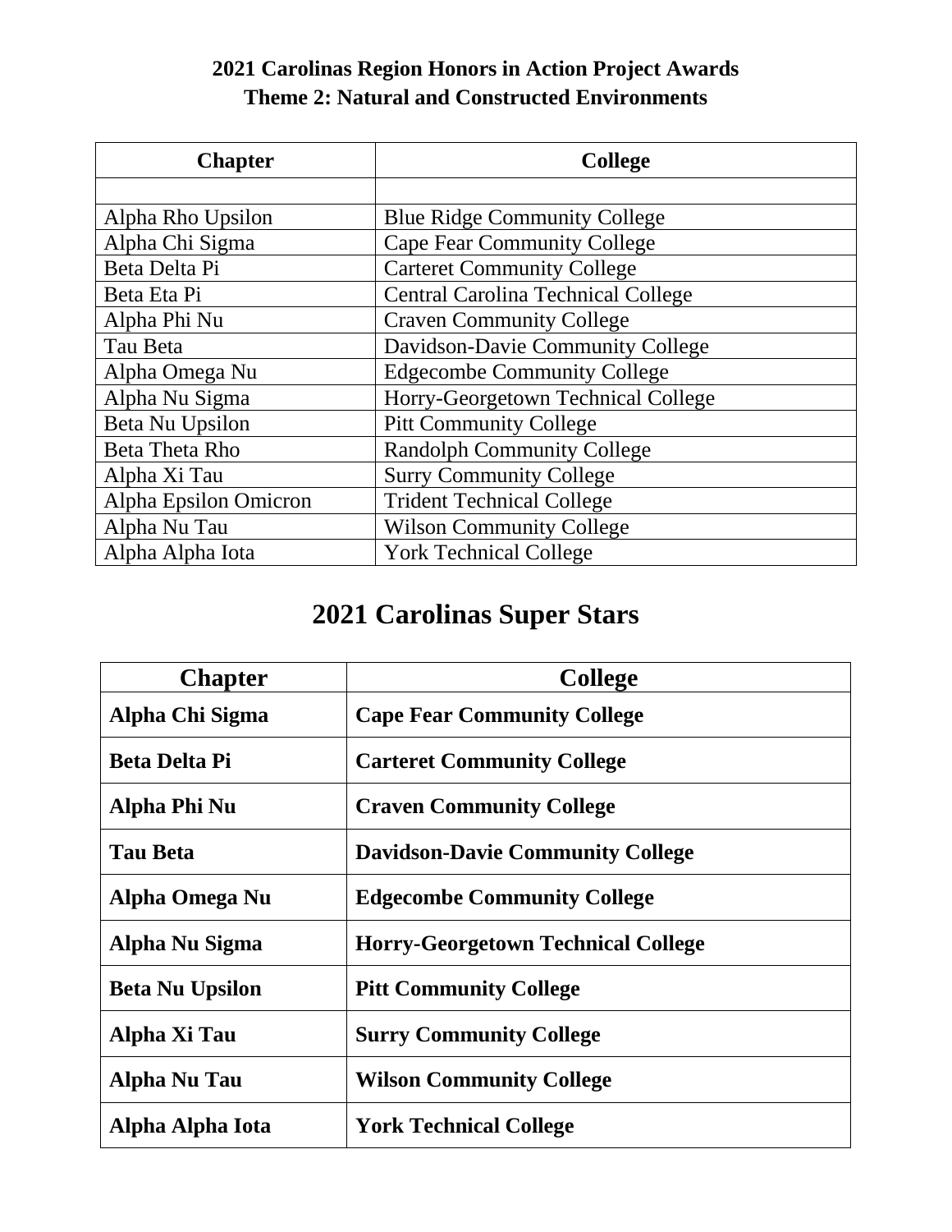## 2021 Carolinas Region Honors in Action Project Awards
## Theme 2: Natural and Constructed Environments

| Chapter | College |
|---|---|
| | |
| Alpha Rho Upsilon | Blue Ridge Community College |
| Alpha Chi Sigma | Cape Fear Community College |
| Beta Delta Pi | Carteret Community College |
| Beta Eta Pi | Central Carolina Technical College |
| Alpha Phi Nu | Craven Community College |
| Tau Beta | Davidson-Davie Community College |
| Alpha Omega Nu | Edgecombe Community College |
| Alpha Nu Sigma | Horry-Georgetown Technical College |
| Beta Nu Upsilon | Pitt Community College |
| Beta Theta Rho | Randolph Community College |
| Alpha Xi Tau | Surry Community College |
| Alpha Epsilon Omicron | Trident Technical College |
| Alpha Nu Tau | Wilson Community College |
| Alpha Alpha Iota | York Technical College |

# 2021 Carolinas Super Stars

| Chapter | College |
|---|---|
| **Alpha Chi Sigma** | **Cape Fear Community College** |
| **Beta Delta Pi** | **Carteret Community College** |
| **Alpha Phi Nu** | **Craven Community College** |
| **Tau Beta** | **Davidson-Davie Community College** |
| **Alpha Omega Nu** | **Edgecombe Community College** |
| **Alpha Nu Sigma** | **Horry-Georgetown Technical College** |
| **Beta Nu Upsilon** | **Pitt Community College** |
| **Alpha Xi Tau** | **Surry Community College** |
| **Alpha Nu Tau** | **Wilson Community College** |
| **Alpha Alpha Iota** | **York Technical College** |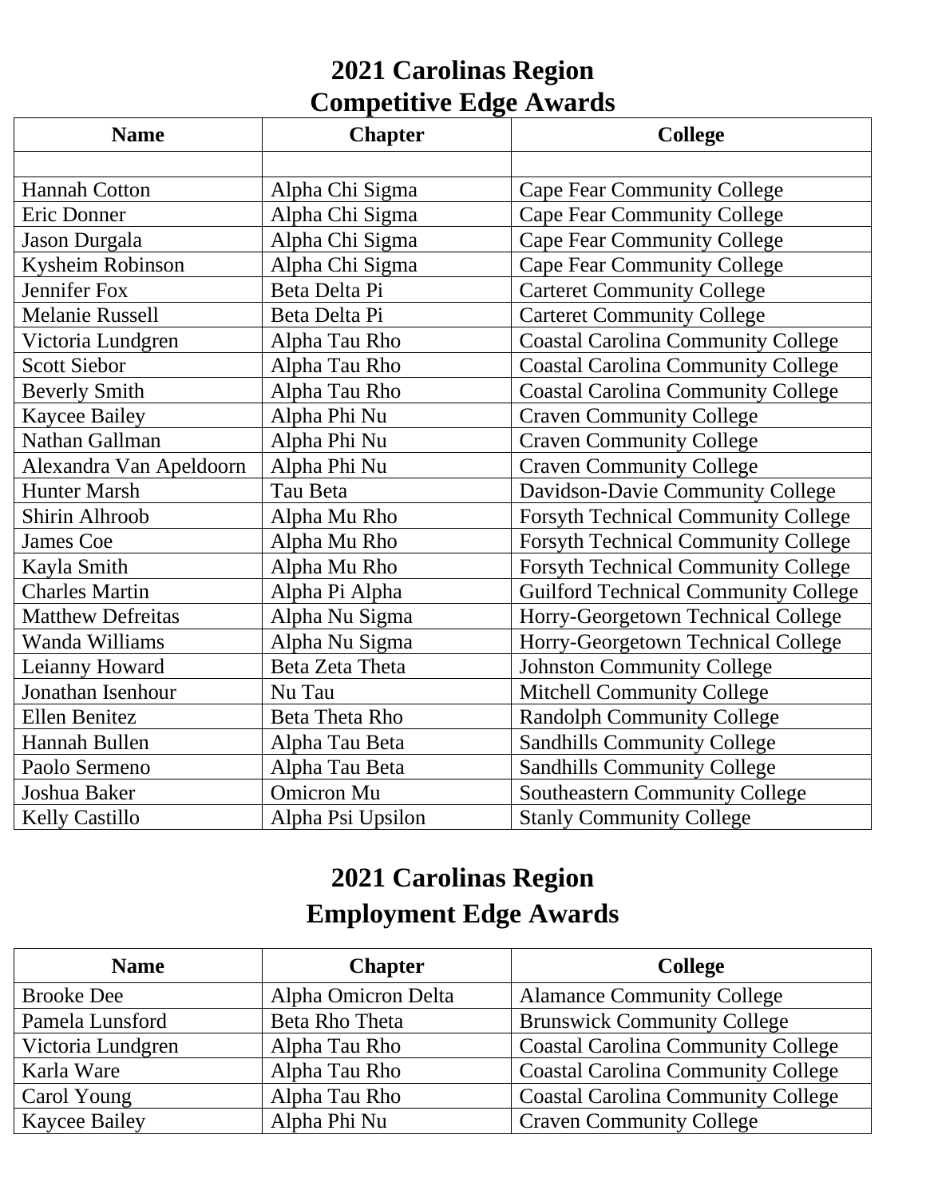# 2021 Carolinas Region
# Competitive Edge Awards

| Name | Chapter | College |
|---|---|---|
| | | |
| Hannah Cotton | Alpha Chi Sigma | Cape Fear Community College |
| Eric Donner | Alpha Chi Sigma | Cape Fear Community College |
| Jason Durgala | Alpha Chi Sigma | Cape Fear Community College |
| Kysheim Robinson | Alpha Chi Sigma | Cape Fear Community College |
| Jennifer Fox | Beta Delta Pi | Carteret Community College |
| Melanie Russell | Beta Delta Pi | Carteret Community College |
| Victoria Lundgren | Alpha Tau Rho | Coastal Carolina Community College |
| Scott Siebor | Alpha Tau Rho | Coastal Carolina Community College |
| Beverly Smith | Alpha Tau Rho | Coastal Carolina Community College |
| Kaycee Bailey | Alpha Phi Nu | Craven Community College |
| Nathan Gallman | Alpha Phi Nu | Craven Community College |
| Alexandra Van Apeldoorn | Alpha Phi Nu | Craven Community College |
| Hunter Marsh | Tau Beta | Davidson-Davie Community College |
| Shirin Alhroob | Alpha Mu Rho | Forsyth Technical Community College |
| James Coe | Alpha Mu Rho | Forsyth Technical Community College |
| Kayla Smith | Alpha Mu Rho | Forsyth Technical Community College |
| Charles Martin | Alpha Pi Alpha | Guilford Technical Community College |
| Matthew Defreitas | Alpha Nu Sigma | Horry-Georgetown Technical College |
| Wanda Williams | Alpha Nu Sigma | Horry-Georgetown Technical College |
| Leianny Howard | Beta Zeta Theta | Johnston Community College |
| Jonathan Isenhour | Nu Tau | Mitchell Community College |
| Ellen Benitez | Beta Theta Rho | Randolph Community College |
| Hannah Bullen | Alpha Tau Beta | Sandhills Community College |
| Paolo Sermeno | Alpha Tau Beta | Sandhills Community College |
| Joshua Baker | Omicron Mu | Southeastern Community College |
| Kelly Castillo | Alpha Psi Upsilon | Stanly Community College |

# 2021 Carolinas Region
# Employment Edge Awards

| Name | Chapter | College |
|---|---|---|
| Brooke Dee | Alpha Omicron Delta | Alamance Community College |
| Pamela Lunsford | Beta Rho Theta | Brunswick Community College |
| Victoria Lundgren | Alpha Tau Rho | Coastal Carolina Community College |
| Karla Ware | Alpha Tau Rho | Coastal Carolina Community College |
| Carol Young | Alpha Tau Rho | Coastal Carolina Community College |
| Kaycee Bailey | Alpha Phi Nu | Craven Community College |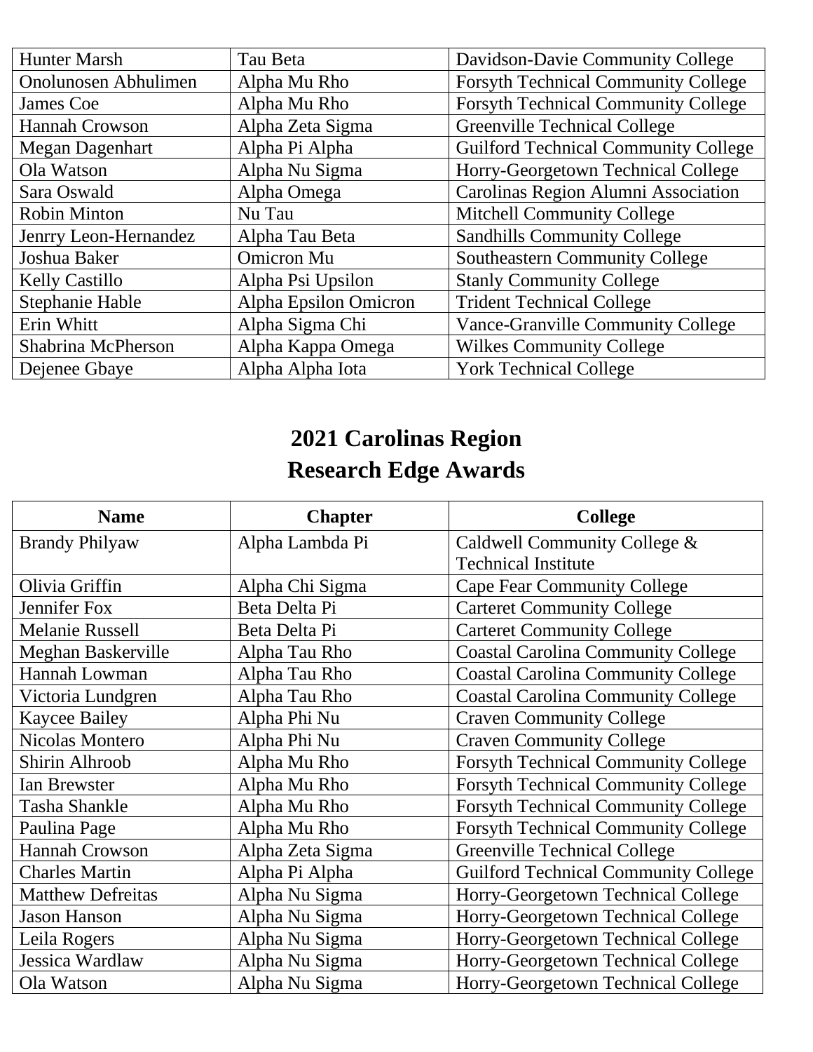| | | |
|---|---|---|
| Hunter Marsh | Tau Beta | Davidson-Davie Community College |
| Onolunosen Abhulimen | Alpha Mu Rho | Forsyth Technical Community College |
| James Coe | Alpha Mu Rho | Forsyth Technical Community College |
| Hannah Crowson | Alpha Zeta Sigma | Greenville Technical College |
| Megan Dagenhart | Alpha Pi Alpha | Guilford Technical Community College |
| Ola Watson | Alpha Nu Sigma | Horry-Georgetown Technical College |
| Sara Oswald | Alpha Omega | Carolinas Region Alumni Association |
| Robin Minton | Nu Tau | Mitchell Community College |
| Jenrry Leon-Hernandez | Alpha Tau Beta | Sandhills Community College |
| Joshua Baker | Omicron Mu | Southeastern Community College |
| Kelly Castillo | Alpha Psi Upsilon | Stanly Community College |
| Stephanie Hable | Alpha Epsilon Omicron | Trident Technical College |
| Erin Whitt | Alpha Sigma Chi | Vance-Granville Community College |
| Shabrina McPherson | Alpha Kappa Omega | Wilkes Community College |
| Dejenee Gbaye | Alpha Alpha Iota | York Technical College |

## 2021 Carolinas Region Research Edge Awards

| Name | Chapter | College |
|---|---|---|
| Brandy Philyaw | Alpha Lambda Pi | Caldwell Community College & Technical Institute |
| Olivia Griffin | Alpha Chi Sigma | Cape Fear Community College |
| Jennifer Fox | Beta Delta Pi | Carteret Community College |
| Melanie Russell | Beta Delta Pi | Carteret Community College |
| Meghan Baskerville | Alpha Tau Rho | Coastal Carolina Community College |
| Hannah Lowman | Alpha Tau Rho | Coastal Carolina Community College |
| Victoria Lundgren | Alpha Tau Rho | Coastal Carolina Community College |
| Kaycee Bailey | Alpha Phi Nu | Craven Community College |
| Nicolas Montero | Alpha Phi Nu | Craven Community College |
| Shirin Alhroob | Alpha Mu Rho | Forsyth Technical Community College |
| Ian Brewster | Alpha Mu Rho | Forsyth Technical Community College |
| Tasha Shankle | Alpha Mu Rho | Forsyth Technical Community College |
| Paulina Page | Alpha Mu Rho | Forsyth Technical Community College |
| Hannah Crowson | Alpha Zeta Sigma | Greenville Technical College |
| Charles Martin | Alpha Pi Alpha | Guilford Technical Community College |
| Matthew Defreitas | Alpha Nu Sigma | Horry-Georgetown Technical College |
| Jason Hanson | Alpha Nu Sigma | Horry-Georgetown Technical College |
| Leila Rogers | Alpha Nu Sigma | Horry-Georgetown Technical College |
| Jessica Wardlaw | Alpha Nu Sigma | Horry-Georgetown Technical College |
| Ola Watson | Alpha Nu Sigma | Horry-Georgetown Technical College |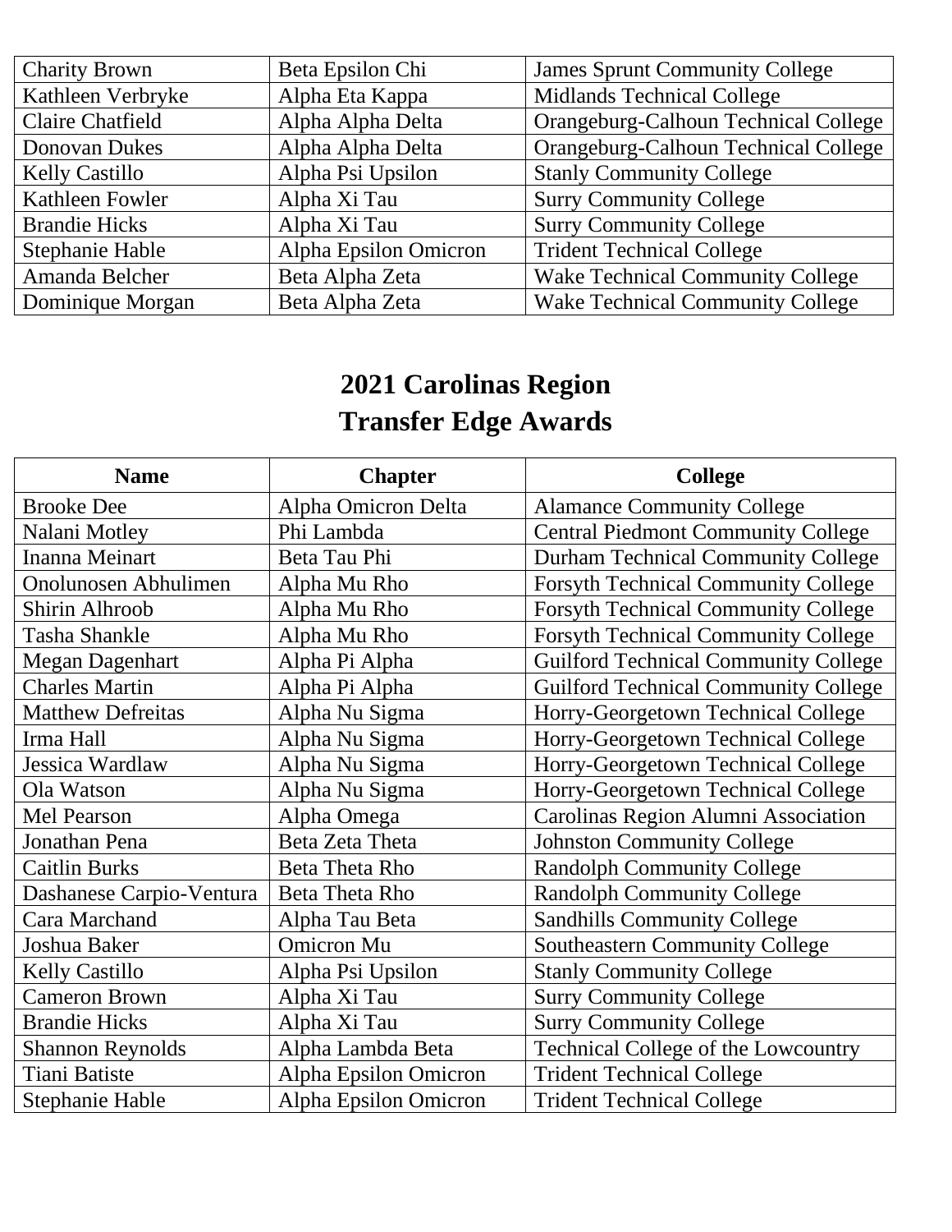| | | |
|---|---|---|
| Charity Brown | Beta Epsilon Chi | James Sprunt Community College |
| Kathleen Verbryke | Alpha Eta Kappa | Midlands Technical College |
| Claire Chatfield | Alpha Alpha Delta | Orangeburg-Calhoun Technical College |
| Donovan Dukes | Alpha Alpha Delta | Orangeburg-Calhoun Technical College |
| Kelly Castillo | Alpha Psi Upsilon | Stanly Community College |
| Kathleen Fowler | Alpha Xi Tau | Surry Community College |
| Brandie Hicks | Alpha Xi Tau | Surry Community College |
| Stephanie Hable | Alpha Epsilon Omicron | Trident Technical College |
| Amanda Belcher | Beta Alpha Zeta | Wake Technical Community College |
| Dominique Morgan | Beta Alpha Zeta | Wake Technical Community College |

## 2021 Carolinas Region
## Transfer Edge Awards

| Name | Chapter | College |
|---|---|---|
| Brooke Dee | Alpha Omicron Delta | Alamance Community College |
| Nalani Motley | Phi Lambda | Central Piedmont Community College |
| Inanna Meinart | Beta Tau Phi | Durham Technical Community College |
| Onolunosen Abhulimen | Alpha Mu Rho | Forsyth Technical Community College |
| Shirin Alhroob | Alpha Mu Rho | Forsyth Technical Community College |
| Tasha Shankle | Alpha Mu Rho | Forsyth Technical Community College |
| Megan Dagenhart | Alpha Pi Alpha | Guilford Technical Community College |
| Charles Martin | Alpha Pi Alpha | Guilford Technical Community College |
| Matthew Defreitas | Alpha Nu Sigma | Horry-Georgetown Technical College |
| Irma Hall | Alpha Nu Sigma | Horry-Georgetown Technical College |
| Jessica Wardlaw | Alpha Nu Sigma | Horry-Georgetown Technical College |
| Ola Watson | Alpha Nu Sigma | Horry-Georgetown Technical College |
| Mel Pearson | Alpha Omega | Carolinas Region Alumni Association |
| Jonathan Pena | Beta Zeta Theta | Johnston Community College |
| Caitlin Burks | Beta Theta Rho | Randolph Community College |
| Dashanese Carpio-Ventura | Beta Theta Rho | Randolph Community College |
| Cara Marchand | Alpha Tau Beta | Sandhills Community College |
| Joshua Baker | Omicron Mu | Southeastern Community College |
| Kelly Castillo | Alpha Psi Upsilon | Stanly Community College |
| Cameron Brown | Alpha Xi Tau | Surry Community College |
| Brandie Hicks | Alpha Xi Tau | Surry Community College |
| Shannon Reynolds | Alpha Lambda Beta | Technical College of the Lowcountry |
| Tiani Batiste | Alpha Epsilon Omicron | Trident Technical College |
| Stephanie Hable | Alpha Epsilon Omicron | Trident Technical College |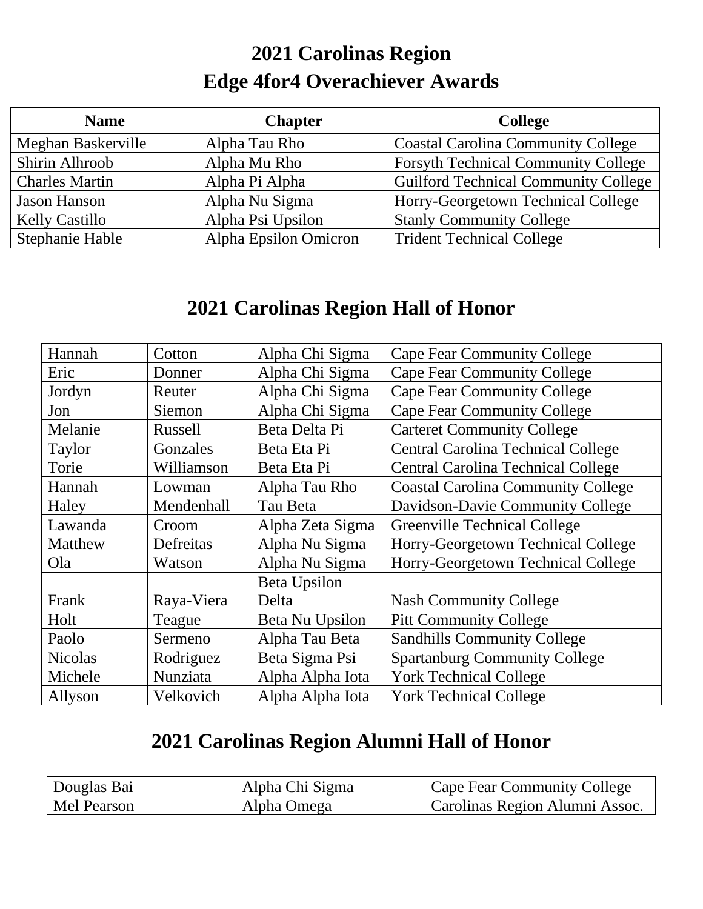# 2021 Carolinas Region Edge 4for4 Overachiever Awards

| Name | Chapter | College |
|---|---|---|
| Meghan Baskerville | Alpha Tau Rho | Coastal Carolina Community College |
| Shirin Alhroob | Alpha Mu Rho | Forsyth Technical Community College |
| Charles Martin | Alpha Pi Alpha | Guilford Technical Community College |
| Jason Hanson | Alpha Nu Sigma | Horry-Georgetown Technical College |
| Kelly Castillo | Alpha Psi Upsilon | Stanly Community College |
| Stephanie Hable | Alpha Epsilon Omicron | Trident Technical College |

# 2021 Carolinas Region Hall of Honor

| | | | |
|---|---|---|---|
| Hannah | Cotton | Alpha Chi Sigma | Cape Fear Community College |
| Eric | Donner | Alpha Chi Sigma | Cape Fear Community College |
| Jordyn | Reuter | Alpha Chi Sigma | Cape Fear Community College |
| Jon | Siemon | Alpha Chi Sigma | Cape Fear Community College |
| Melanie | Russell | Beta Delta Pi | Carteret Community College |
| Taylor | Gonzales | Beta Eta Pi | Central Carolina Technical College |
| Torie | Williamson | Beta Eta Pi | Central Carolina Technical College |
| Hannah | Lowman | Alpha Tau Rho | Coastal Carolina Community College |
| Haley | Mendenhall | Tau Beta | Davidson-Davie Community College |
| Lawanda | Croom | Alpha Zeta Sigma | Greenville Technical College |
| Matthew | Defreitas | Alpha Nu Sigma | Horry-Georgetown Technical College |
| Ola | Watson | Alpha Nu Sigma | Horry-Georgetown Technical College |
| Frank | Raya-Viera | Beta Upsilon Delta | Nash Community College |
| Holt | Teague | Beta Nu Upsilon | Pitt Community College |
| Paolo | Sermeno | Alpha Tau Beta | Sandhills Community College |
| Nicolas | Rodriguez | Beta Sigma Psi | Spartanburg Community College |
| Michele | Nunziata | Alpha Alpha Iota | York Technical College |
| Allyson | Velkovich | Alpha Alpha Iota | York Technical College |

# 2021 Carolinas Region Alumni Hall of Honor

| | | |
|---|---|---|
| Douglas Bai | Alpha Chi Sigma | Cape Fear Community College |
| Mel Pearson | Alpha Omega | Carolinas Region Alumni Assoc. |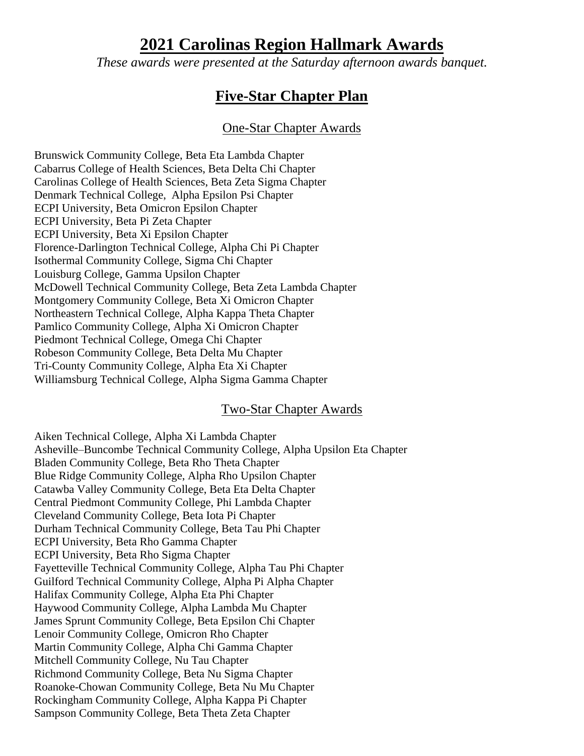# 2021 Carolinas Region Hallmark Awards

*These awards were presented at the Saturday afternoon awards banquet.*

## Five-Star Chapter Plan

### One-Star Chapter Awards

Brunswick Community College, Beta Eta Lambda Chapter
Cabarrus College of Health Sciences, Beta Delta Chi Chapter
Carolinas College of Health Sciences, Beta Zeta Sigma Chapter
Denmark Technical College, Alpha Epsilon Psi Chapter
ECPI University, Beta Omicron Epsilon Chapter
ECPI University, Beta Pi Zeta Chapter
ECPI University, Beta Xi Epsilon Chapter
Florence-Darlington Technical College, Alpha Chi Pi Chapter
Isothermal Community College, Sigma Chi Chapter
Louisburg College, Gamma Upsilon Chapter
McDowell Technical Community College, Beta Zeta Lambda Chapter
Montgomery Community College, Beta Xi Omicron Chapter
Northeastern Technical College, Alpha Kappa Theta Chapter
Pamlico Community College, Alpha Xi Omicron Chapter
Piedmont Technical College, Omega Chi Chapter
Robeson Community College, Beta Delta Mu Chapter
Tri-County Community College, Alpha Eta Xi Chapter
Williamsburg Technical College, Alpha Sigma Gamma Chapter

### Two-Star Chapter Awards

Aiken Technical College, Alpha Xi Lambda Chapter
Asheville–Buncombe Technical Community College, Alpha Upsilon Eta Chapter
Bladen Community College, Beta Rho Theta Chapter
Blue Ridge Community College, Alpha Rho Upsilon Chapter
Catawba Valley Community College, Beta Eta Delta Chapter
Central Piedmont Community College, Phi Lambda Chapter
Cleveland Community College, Beta Iota Pi Chapter
Durham Technical Community College, Beta Tau Phi Chapter
ECPI University, Beta Rho Gamma Chapter
ECPI University, Beta Rho Sigma Chapter
Fayetteville Technical Community College, Alpha Tau Phi Chapter
Guilford Technical Community College, Alpha Pi Alpha Chapter
Halifax Community College, Alpha Eta Phi Chapter
Haywood Community College, Alpha Lambda Mu Chapter
James Sprunt Community College, Beta Epsilon Chi Chapter
Lenoir Community College, Omicron Rho Chapter
Martin Community College, Alpha Chi Gamma Chapter
Mitchell Community College, Nu Tau Chapter
Richmond Community College, Beta Nu Sigma Chapter
Roanoke-Chowan Community College, Beta Nu Mu Chapter
Rockingham Community College, Alpha Kappa Pi Chapter
Sampson Community College, Beta Theta Zeta Chapter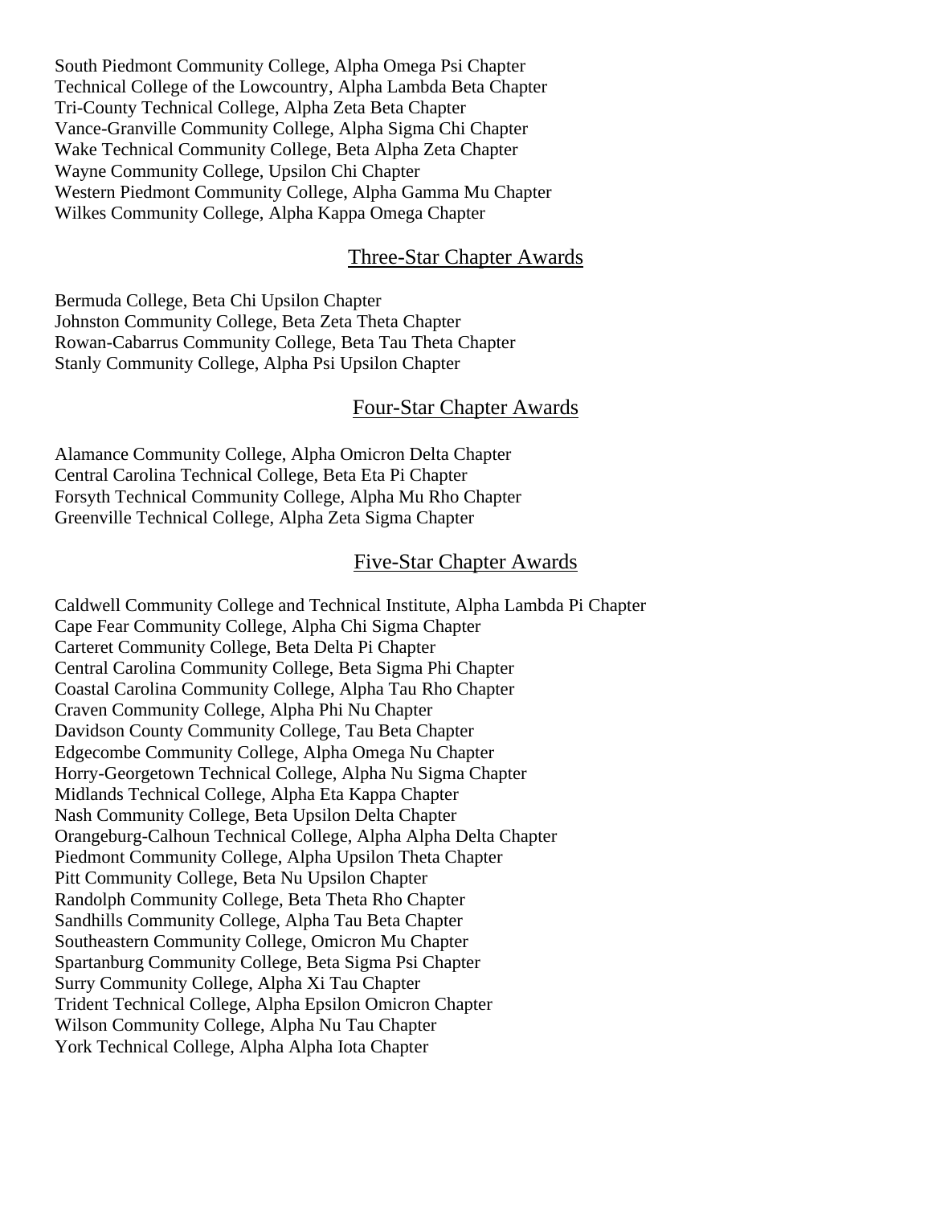South Piedmont Community College, Alpha Omega Psi Chapter
Technical College of the Lowcountry, Alpha Lambda Beta Chapter
Tri-County Technical College, Alpha Zeta Beta Chapter
Vance-Granville Community College, Alpha Sigma Chi Chapter
Wake Technical Community College, Beta Alpha Zeta Chapter
Wayne Community College, Upsilon Chi Chapter
Western Piedmont Community College, Alpha Gamma Mu Chapter
Wilkes Community College, Alpha Kappa Omega Chapter

## Three-Star Chapter Awards

Bermuda College, Beta Chi Upsilon Chapter
Johnston Community College, Beta Zeta Theta Chapter
Rowan-Cabarrus Community College, Beta Tau Theta Chapter
Stanly Community College, Alpha Psi Upsilon Chapter

## Four-Star Chapter Awards

Alamance Community College, Alpha Omicron Delta Chapter
Central Carolina Technical College, Beta Eta Pi Chapter
Forsyth Technical Community College, Alpha Mu Rho Chapter
Greenville Technical College, Alpha Zeta Sigma Chapter

## Five-Star Chapter Awards

Caldwell Community College and Technical Institute, Alpha Lambda Pi Chapter
Cape Fear Community College, Alpha Chi Sigma Chapter
Carteret Community College, Beta Delta Pi Chapter
Central Carolina Community College, Beta Sigma Phi Chapter
Coastal Carolina Community College, Alpha Tau Rho Chapter
Craven Community College, Alpha Phi Nu Chapter
Davidson County Community College, Tau Beta Chapter
Edgecombe Community College, Alpha Omega Nu Chapter
Horry-Georgetown Technical College, Alpha Nu Sigma Chapter
Midlands Technical College, Alpha Eta Kappa Chapter
Nash Community College, Beta Upsilon Delta Chapter
Orangeburg-Calhoun Technical College, Alpha Alpha Delta Chapter
Piedmont Community College, Alpha Upsilon Theta Chapter
Pitt Community College, Beta Nu Upsilon Chapter
Randolph Community College, Beta Theta Rho Chapter
Sandhills Community College, Alpha Tau Beta Chapter
Southeastern Community College, Omicron Mu Chapter
Spartanburg Community College, Beta Sigma Psi Chapter
Surry Community College, Alpha Xi Tau Chapter
Trident Technical College, Alpha Epsilon Omicron Chapter
Wilson Community College, Alpha Nu Tau Chapter
York Technical College, Alpha Alpha Iota Chapter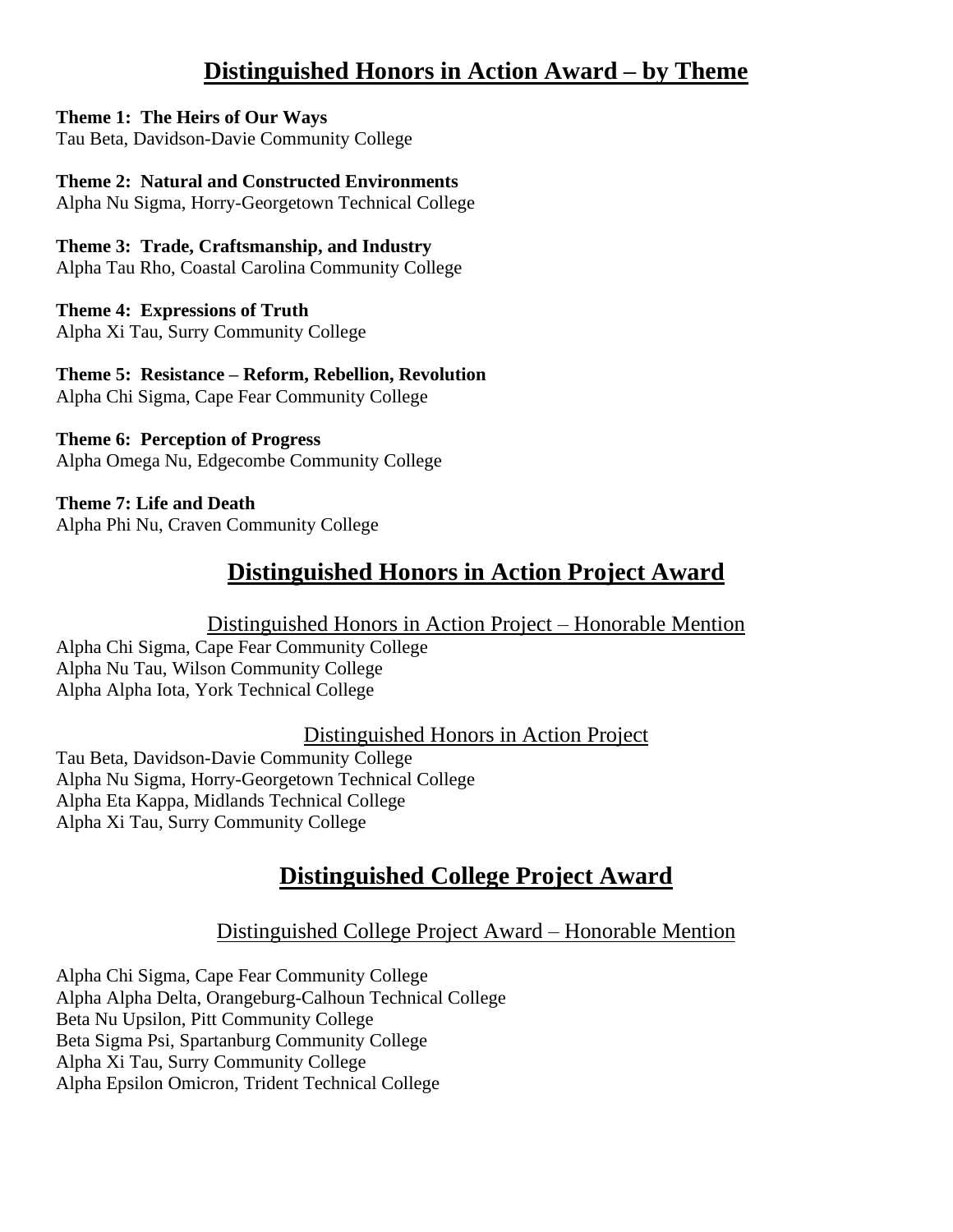## Distinguished Honors in Action Award – by Theme

**Theme 1: The Heirs of Our Ways**
Tau Beta, Davidson-Davie Community College

**Theme 2: Natural and Constructed Environments**
Alpha Nu Sigma, Horry-Georgetown Technical College

**Theme 3: Trade, Craftsmanship, and Industry**
Alpha Tau Rho, Coastal Carolina Community College

**Theme 4: Expressions of Truth**
Alpha Xi Tau, Surry Community College

**Theme 5: Resistance – Reform, Rebellion, Revolution**
Alpha Chi Sigma, Cape Fear Community College

**Theme 6: Perception of Progress**
Alpha Omega Nu, Edgecombe Community College

**Theme 7: Life and Death**
Alpha Phi Nu, Craven Community College

## Distinguished Honors in Action Project Award

### Distinguished Honors in Action Project – Honorable Mention

Alpha Chi Sigma, Cape Fear Community College
Alpha Nu Tau, Wilson Community College
Alpha Alpha Iota, York Technical College

### Distinguished Honors in Action Project

Tau Beta, Davidson-Davie Community College
Alpha Nu Sigma, Horry-Georgetown Technical College
Alpha Eta Kappa, Midlands Technical College
Alpha Xi Tau, Surry Community College

## Distinguished College Project Award

### Distinguished College Project Award – Honorable Mention

Alpha Chi Sigma, Cape Fear Community College
Alpha Alpha Delta, Orangeburg-Calhoun Technical College
Beta Nu Upsilon, Pitt Community College
Beta Sigma Psi, Spartanburg Community College
Alpha Xi Tau, Surry Community College
Alpha Epsilon Omicron, Trident Technical College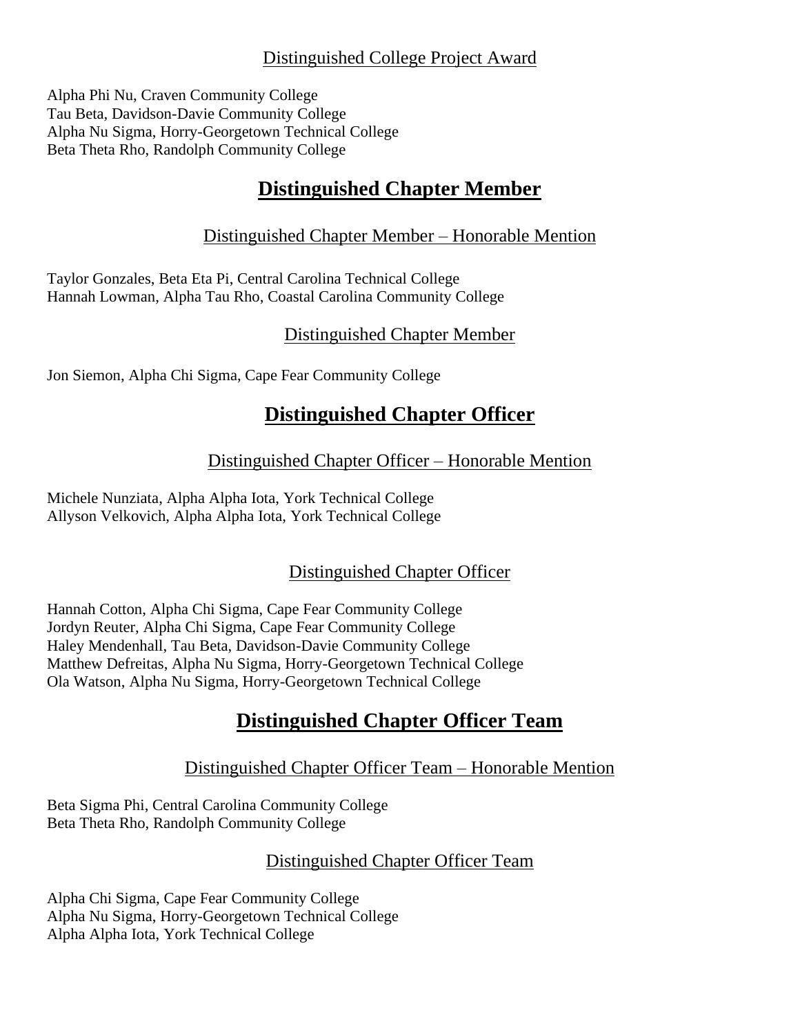### Distinguished College Project Award

Alpha Phi Nu, Craven Community College
Tau Beta, Davidson-Davie Community College
Alpha Nu Sigma, Horry-Georgetown Technical College
Beta Theta Rho, Randolph Community College

## Distinguished Chapter Member

### Distinguished Chapter Member – Honorable Mention

Taylor Gonzales, Beta Eta Pi, Central Carolina Technical College
Hannah Lowman, Alpha Tau Rho, Coastal Carolina Community College

### Distinguished Chapter Member

Jon Siemon, Alpha Chi Sigma, Cape Fear Community College

## Distinguished Chapter Officer

### Distinguished Chapter Officer – Honorable Mention

Michele Nunziata, Alpha Alpha Iota, York Technical College
Allyson Velkovich, Alpha Alpha Iota, York Technical College

### Distinguished Chapter Officer

Hannah Cotton, Alpha Chi Sigma, Cape Fear Community College
Jordyn Reuter, Alpha Chi Sigma, Cape Fear Community College
Haley Mendenhall, Tau Beta, Davidson-Davie Community College
Matthew Defreitas, Alpha Nu Sigma, Horry-Georgetown Technical College
Ola Watson, Alpha Nu Sigma, Horry-Georgetown Technical College

## Distinguished Chapter Officer Team

### Distinguished Chapter Officer Team – Honorable Mention

Beta Sigma Phi, Central Carolina Community College
Beta Theta Rho, Randolph Community College

### Distinguished Chapter Officer Team

Alpha Chi Sigma, Cape Fear Community College
Alpha Nu Sigma, Horry-Georgetown Technical College
Alpha Alpha Iota, York Technical College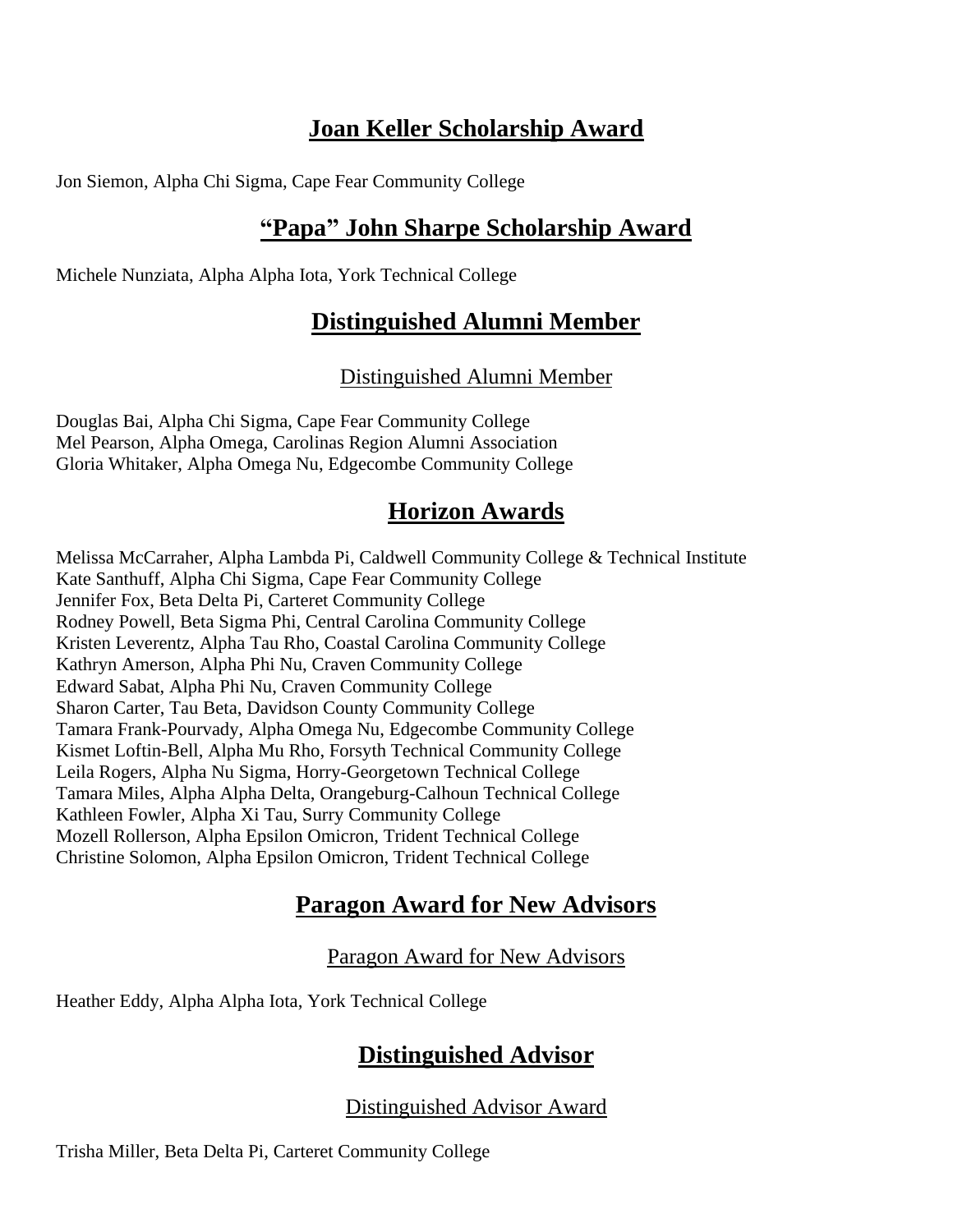## Joan Keller Scholarship Award

Jon Siemon, Alpha Chi Sigma, Cape Fear Community College

## "Papa" John Sharpe Scholarship Award

Michele Nunziata, Alpha Alpha Iota, York Technical College

## Distinguished Alumni Member

### Distinguished Alumni Member

Douglas Bai, Alpha Chi Sigma, Cape Fear Community College
Mel Pearson, Alpha Omega, Carolinas Region Alumni Association
Gloria Whitaker, Alpha Omega Nu, Edgecombe Community College

## Horizon Awards

Melissa McCarraher, Alpha Lambda Pi, Caldwell Community College & Technical Institute
Kate Santhuff, Alpha Chi Sigma, Cape Fear Community College
Jennifer Fox, Beta Delta Pi, Carteret Community College
Rodney Powell, Beta Sigma Phi, Central Carolina Community College
Kristen Leverentz, Alpha Tau Rho, Coastal Carolina Community College
Kathryn Amerson, Alpha Phi Nu, Craven Community College
Edward Sabat, Alpha Phi Nu, Craven Community College
Sharon Carter, Tau Beta, Davidson County Community College
Tamara Frank-Pourvady, Alpha Omega Nu, Edgecombe Community College
Kismet Loftin-Bell, Alpha Mu Rho, Forsyth Technical Community College
Leila Rogers, Alpha Nu Sigma, Horry-Georgetown Technical College
Tamara Miles, Alpha Alpha Delta, Orangeburg-Calhoun Technical College
Kathleen Fowler, Alpha Xi Tau, Surry Community College
Mozell Rollerson, Alpha Epsilon Omicron, Trident Technical College
Christine Solomon, Alpha Epsilon Omicron, Trident Technical College

## Paragon Award for New Advisors

### Paragon Award for New Advisors

Heather Eddy, Alpha Alpha Iota, York Technical College

## Distinguished Advisor

### Distinguished Advisor Award

Trisha Miller, Beta Delta Pi, Carteret Community College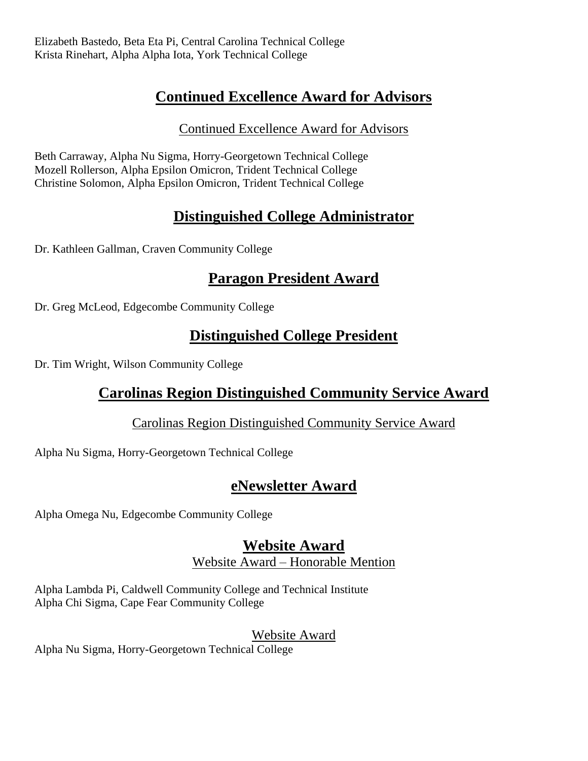Elizabeth Bastedo, Beta Eta Pi, Central Carolina Technical College
Krista Rinehart, Alpha Alpha Iota, York Technical College

## Continued Excellence Award for Advisors

### Continued Excellence Award for Advisors

Beth Carraway, Alpha Nu Sigma, Horry-Georgetown Technical College
Mozell Rollerson, Alpha Epsilon Omicron, Trident Technical College
Christine Solomon, Alpha Epsilon Omicron, Trident Technical College

## Distinguished College Administrator

Dr. Kathleen Gallman, Craven Community College

## Paragon President Award

Dr. Greg McLeod, Edgecombe Community College

## Distinguished College President

Dr. Tim Wright, Wilson Community College

## Carolinas Region Distinguished Community Service Award

### Carolinas Region Distinguished Community Service Award

Alpha Nu Sigma, Horry-Georgetown Technical College

## eNewsletter Award

Alpha Omega Nu, Edgecombe Community College

## Website Award

### Website Award – Honorable Mention

Alpha Lambda Pi, Caldwell Community College and Technical Institute
Alpha Chi Sigma, Cape Fear Community College

### Website Award

Alpha Nu Sigma, Horry-Georgetown Technical College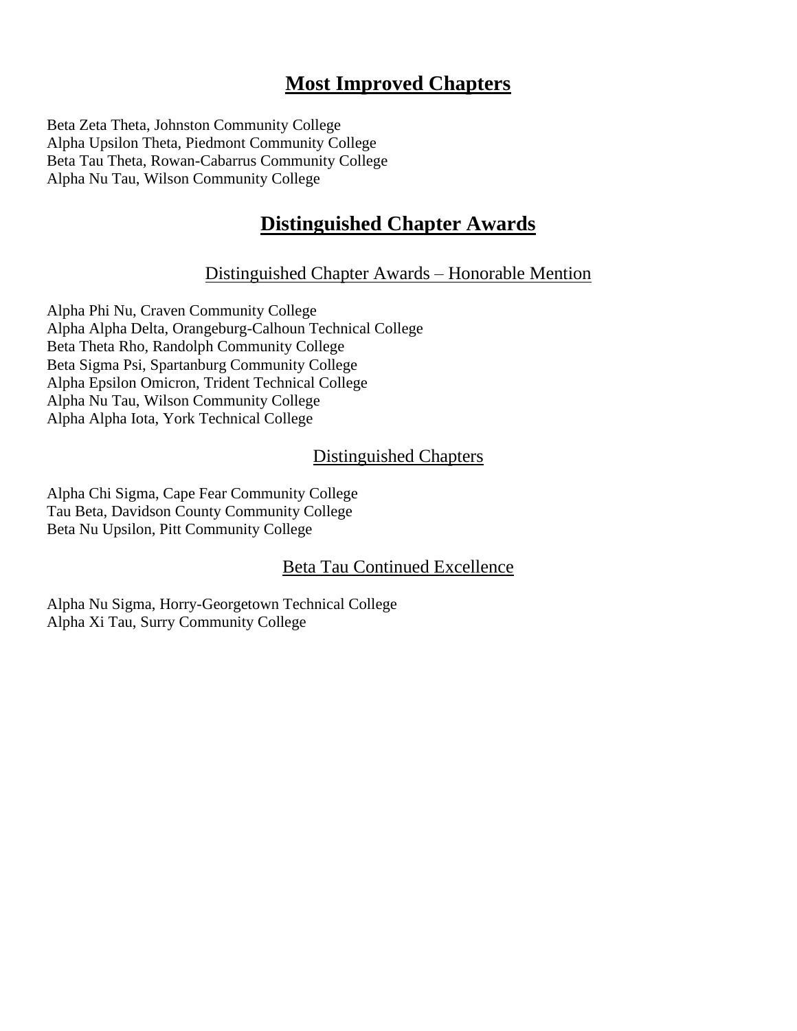## Most Improved Chapters

Beta Zeta Theta, Johnston Community College
Alpha Upsilon Theta, Piedmont Community College
Beta Tau Theta, Rowan-Cabarrus Community College
Alpha Nu Tau, Wilson Community College

## Distinguished Chapter Awards

### Distinguished Chapter Awards – Honorable Mention

Alpha Phi Nu, Craven Community College
Alpha Alpha Delta, Orangeburg-Calhoun Technical College
Beta Theta Rho, Randolph Community College
Beta Sigma Psi, Spartanburg Community College
Alpha Epsilon Omicron, Trident Technical College
Alpha Nu Tau, Wilson Community College
Alpha Alpha Iota, York Technical College

### Distinguished Chapters

Alpha Chi Sigma, Cape Fear Community College
Tau Beta, Davidson County Community College
Beta Nu Upsilon, Pitt Community College

### Beta Tau Continued Excellence

Alpha Nu Sigma, Horry-Georgetown Technical College
Alpha Xi Tau, Surry Community College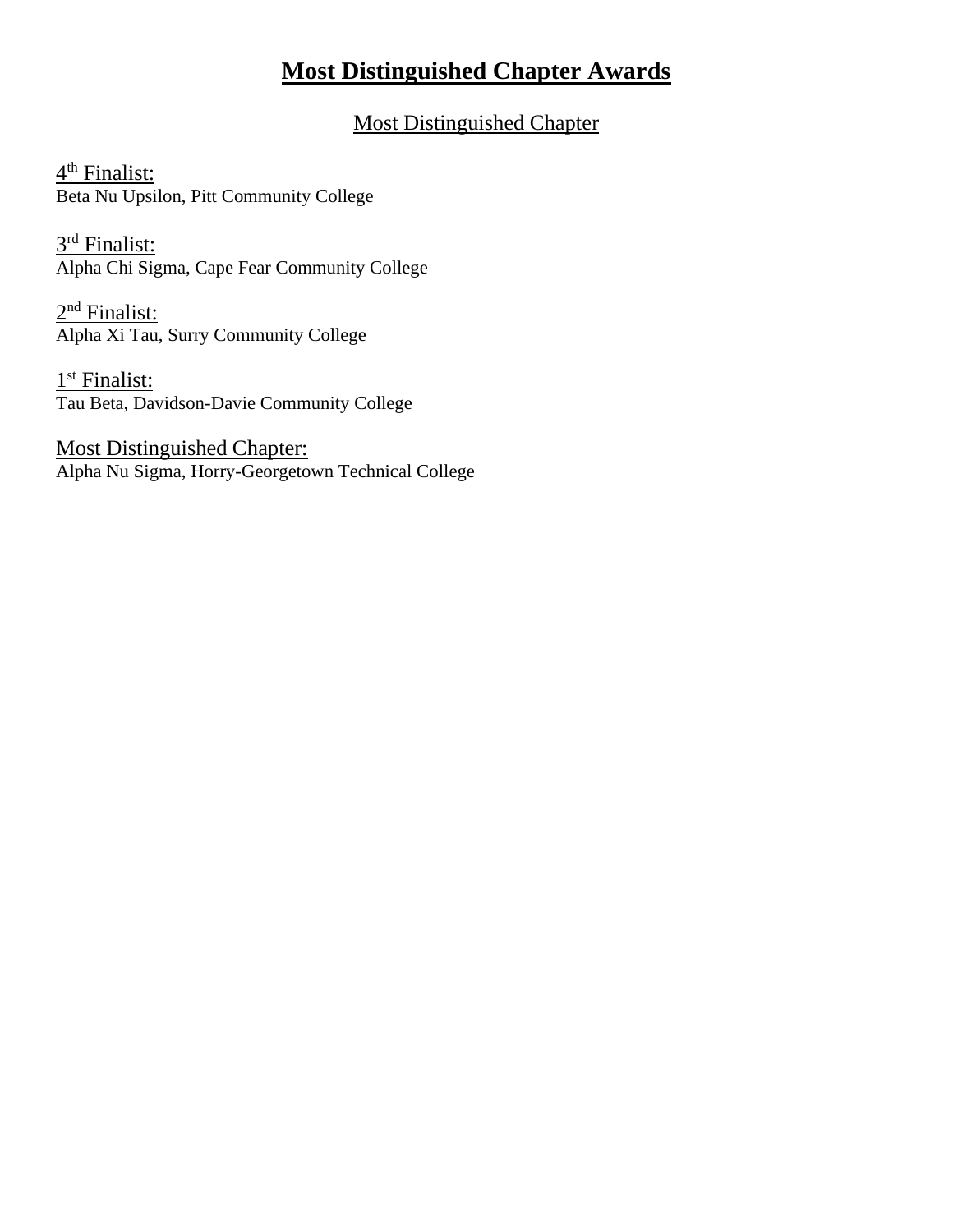# Most Distinguished Chapter Awards

## Most Distinguished Chapter

4th Finalist:
Beta Nu Upsilon, Pitt Community College

3rd Finalist:
Alpha Chi Sigma, Cape Fear Community College

2nd Finalist:
Alpha Xi Tau, Surry Community College

1st Finalist:
Tau Beta, Davidson-Davie Community College

Most Distinguished Chapter:
Alpha Nu Sigma, Horry-Georgetown Technical College